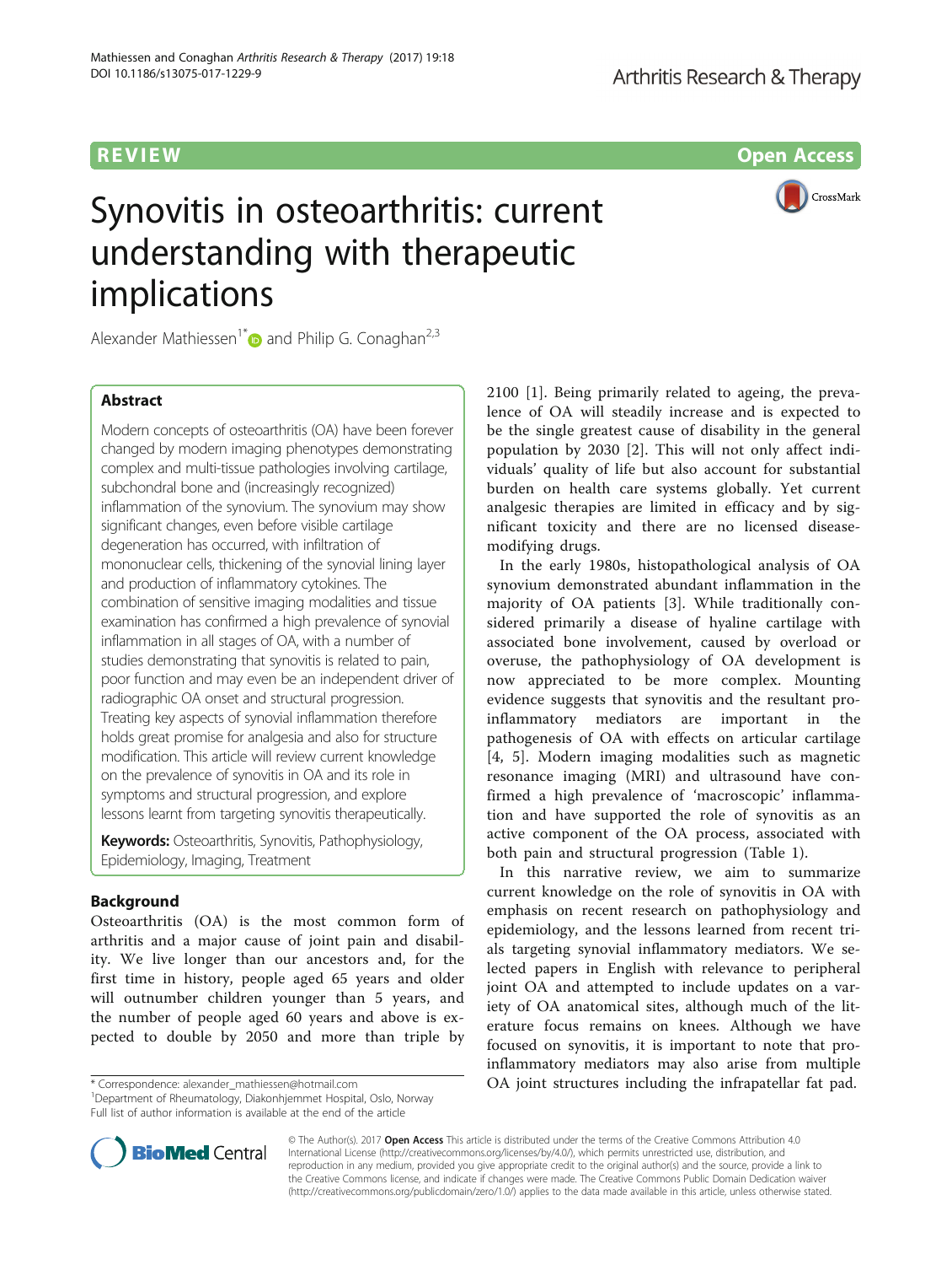REVIEW

Open Access

# Synovitis in osteoarthritis: current understanding with therapeutic implications

Alexander Mathiessen[1*] and Philip G. Conaghan[2,3]

## Abstract

Modern concepts of osteoarthritis (OA) have been forever changed by modern imaging phenotypes demonstrating complex and multi-tissue pathologies involving cartilage, subchondral bone and (increasingly recognized) inflammation of the synovium. The synovium may show significant changes, even before visible cartilage degeneration has occurred, with infiltration of mononuclear cells, thickening of the synovial lining layer and production of inflammatory cytokines. The combination of sensitive imaging modalities and tissue examination has confirmed a high prevalence of synovial inflammation in all stages of OA, with a number of studies demonstrating that synovitis is related to pain, poor function and may even be an independent driver of radiographic OA onset and structural progression. Treating key aspects of synovial inflammation therefore holds great promise for analgesia and also for structure modification. This article will review current knowledge on the prevalence of synovitis in OA and its role in symptoms and structural progression, and explore lessons learnt from targeting synovitis therapeutically.

**Keywords:** Osteoarthritis, Synovitis, Pathophysiology, Epidemiology, Imaging, Treatment

## Background

Osteoarthritis (OA) is the most common form of arthritis and a major cause of joint pain and disability. We live longer than our ancestors and, for the first time in history, people aged 65 years and older will outnumber children younger than 5 years, and the number of people aged 60 years and above is expected to double by 2050 and more than triple by 2100 [1]. Being primarily related to ageing, the prevalence of OA will steadily increase and is expected to be the single greatest cause of disability in the general population by 2030 [2]. This will not only affect individuals' quality of life but also account for substantial burden on health care systems globally. Yet current analgesic therapies are limited in efficacy and by significant toxicity and there are no licensed disease-modifying drugs.

In the early 1980s, histopathological analysis of OA synovium demonstrated abundant inflammation in the majority of OA patients [3]. While traditionally considered primarily a disease of hyaline cartilage with associated bone involvement, caused by overload or overuse, the pathophysiology of OA development is now appreciated to be more complex. Mounting evidence suggests that synovitis and the resultant pro-inflammatory mediators are important in the pathogenesis of OA with effects on articular cartilage [4, 5]. Modern imaging modalities such as magnetic resonance imaging (MRI) and ultrasound have confirmed a high prevalence of 'macroscopic' inflammation and have supported the role of synovitis as an active component of the OA process, associated with both pain and structural progression (Table 1).

In this narrative review, we aim to summarize current knowledge on the role of synovitis in OA with emphasis on recent research on pathophysiology and epidemiology, and the lessons learned from recent trials targeting synovial inflammatory mediators. We selected papers in English with relevance to peripheral joint OA and attempted to include updates on a variety of OA anatomical sites, although much of the literature focus remains on knees. Although we have focused on synovitis, it is important to note that pro-inflammatory mediators may also arise from multiple OA joint structures including the infrapatellar fat pad.

\* Correspondence: alexander_mathiessen@hotmail.com
[1]Department of Rheumatology, Diakonhjemmet Hospital, Oslo, Norway
Full list of author information is available at the end of the article

© The Author(s). 2017 **Open Access** This article is distributed under the terms of the Creative Commons Attribution 4.0 International License (http://creativecommons.org/licenses/by/4.0/), which permits unrestricted use, distribution, and reproduction in any medium, provided you give appropriate credit to the original author(s) and the source, provide a link to the Creative Commons license, and indicate if changes were made. The Creative Commons Public Domain Dedication waiver (http://creativecommons.org/publicdomain/zero/1.0/) applies to the data made available in this article, unless otherwise stated.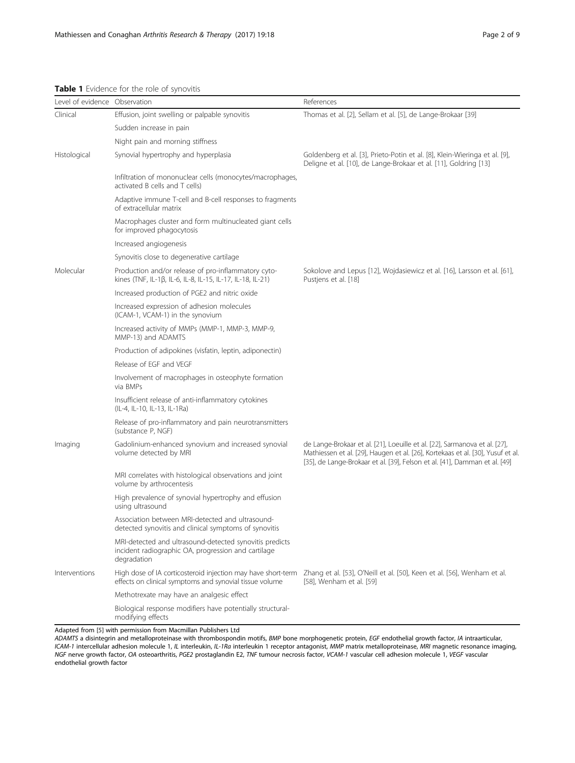**Table 1** Evidence for the role of synovitis

| Level of evidence | Observation | References |
|---|---|---|
| Clinical | Effusion, joint swelling or palpable synovitis | Thomas et al. [2], Sellam et al. [5], de Lange-Brokaar [39] |
| | Sudden increase in pain | |
| | Night pain and morning stiffness | |
| Histological | Synovial hypertrophy and hyperplasia | Goldenberg et al. [3], Prieto-Potin et al. [8], Klein-Wieringa et al. [9], Deligne et al. [10], de Lange-Brokaar et al. [11], Goldring [13] |
| | Infiltration of mononuclear cells (monocytes/macrophages, activated B cells and T cells) | |
| | Adaptive immune T-cell and B-cell responses to fragments of extracellular matrix | |
| | Macrophages cluster and form multinucleated giant cells for improved phagocytosis | |
| | Increased angiogenesis | |
| | Synovitis close to degenerative cartilage | |
| Molecular | Production and/or release of pro-inflammatory cytokines (TNF, IL-1β, IL-6, IL-8, IL-15, IL-17, IL-18, IL-21) | Sokolove and Lepus [12], Wojdasiewicz et al. [16], Larsson et al. [61], Pustjens et al. [18] |
| | Increased production of PGE2 and nitric oxide | |
| | Increased expression of adhesion molecules (ICAM-1, VCAM-1) in the synovium | |
| | Increased activity of MMPs (MMP-1, MMP-3, MMP-9, MMP-13) and ADAMTS | |
| | Production of adipokines (visfatin, leptin, adiponectin) | |
| | Release of EGF and VEGF | |
| | Involvement of macrophages in osteophyte formation via BMPs | |
| | Insufficient release of anti-inflammatory cytokines (IL-4, IL-10, IL-13, IL-1Ra) | |
| | Release of pro-inflammatory and pain neurotransmitters (substance P, NGF) | |
| Imaging | Gadolinium-enhanced synovium and increased synovial volume detected by MRI | de Lange-Brokaar et al. [21], Loeuille et al. [22], Sarmanova et al. [27], Mathiessen et al. [29], Haugen et al. [26], Kortekaas et al. [30], Yusuf et al. [35], de Lange-Brokaar et al. [39], Felson et al. [41], Damman et al. [49] |
| | MRI correlates with histological observations and joint volume by arthrocentesis | |
| | High prevalence of synovial hypertrophy and effusion using ultrasound | |
| | Association between MRI-detected and ultrasound-detected synovitis and clinical symptoms of synovitis | |
| | MRI-detected and ultrasound-detected synovitis predicts incident radiographic OA, progression and cartilage degradation | |
| Interventions | High dose of IA corticosteroid injection may have short-term effects on clinical symptoms and synovial tissue volume | Zhang et al. [53], O'Neill et al. [50], Keen et al. [56], Wenham et al. [58], Wenham et al. [59] |
| | Methotrexate may have an analgesic effect | |
| | Biological response modifiers have potentially structural-modifying effects | |

Adapted from [5] with permission from Macmillan Publishers Ltd

*ADAMTS* a disintegrin and metalloproteinase with thrombospondin motifs, *BMP* bone morphogenetic protein, *EGF* endothelial growth factor, *IA* intraarticular, *ICAM-1* intercellular adhesion molecule 1, *IL* interleukin, *IL-1Ra* interleukin 1 receptor antagonist, *MMP* matrix metalloproteinase, *MRI* magnetic resonance imaging, *NGF* nerve growth factor, *OA* osteoarthritis, *PGE2* prostaglandin E2, *TNF* tumour necrosis factor, *VCAM-1* vascular cell adhesion molecule 1, *VEGF* vascular endothelial growth factor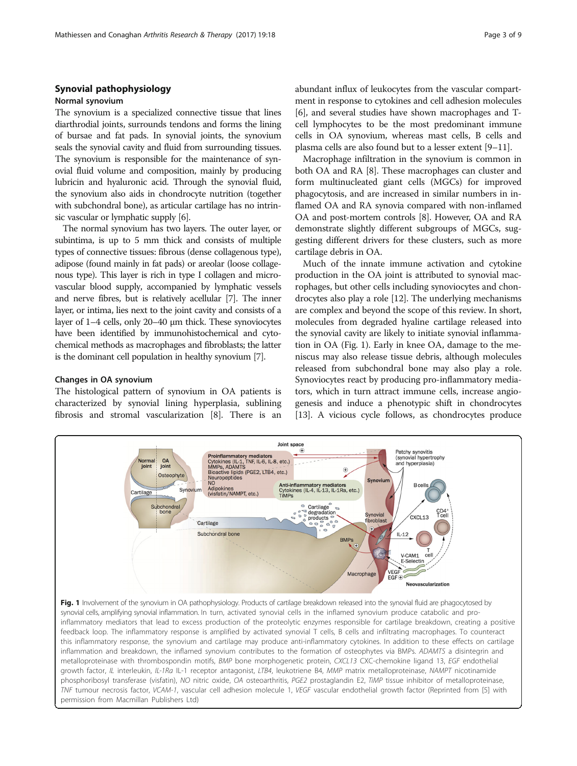## Synovial pathophysiology

### Normal synovium

The synovium is a specialized connective tissue that lines diarthrodial joints, surrounds tendons and forms the lining of bursae and fat pads. In synovial joints, the synovium seals the synovial cavity and fluid from surrounding tissues. The synovium is responsible for the maintenance of synovial fluid volume and composition, mainly by producing lubricin and hyaluronic acid. Through the synovial fluid, the synovium also aids in chondrocyte nutrition (together with subchondral bone), as articular cartilage has no intrinsic vascular or lymphatic supply [6].

The normal synovium has two layers. The outer layer, or subintima, is up to 5 mm thick and consists of multiple types of connective tissues: fibrous (dense collagenous type), adipose (found mainly in fat pads) or areolar (loose collagenous type). This layer is rich in type I collagen and microvascular blood supply, accompanied by lymphatic vessels and nerve fibres, but is relatively acellular [7]. The inner layer, or intima, lies next to the joint cavity and consists of a layer of 1–4 cells, only 20–40 μm thick. These synoviocytes have been identified by immunohistochemical and cytochemical methods as macrophages and fibroblasts; the latter is the dominant cell population in healthy synovium [7].

### Changes in OA synovium

The histological pattern of synovium in OA patients is characterized by synovial lining hyperplasia, sublining fibrosis and stromal vascularization [8]. There is an abundant influx of leukocytes from the vascular compartment in response to cytokines and cell adhesion molecules [6], and several studies have shown macrophages and T-cell lymphocytes to be the most predominant immune cells in OA synovium, whereas mast cells, B cells and plasma cells are also found but to a lesser extent [9–11].

Macrophage infiltration in the synovium is common in both OA and RA [8]. These macrophages can cluster and form multinucleated giant cells (MGCs) for improved phagocytosis, and are increased in similar numbers in inflamed OA and RA synovia compared with non-inflamed OA and post-mortem controls [8]. However, OA and RA demonstrate slightly different subgroups of MGCs, suggesting different drivers for these clusters, such as more cartilage debris in OA.

Much of the innate immune activation and cytokine production in the OA joint is attributed to synovial macrophages, but other cells including synoviocytes and chondrocytes also play a role [12]. The underlying mechanisms are complex and beyond the scope of this review. In short, molecules from degraded hyaline cartilage released into the synovial cavity are likely to initiate synovial inflammation in OA (Fig. 1). Early in knee OA, damage to the meniscus may also release tissue debris, although molecules released from subchondral bone may also play a role. Synoviocytes react by producing pro-inflammatory mediators, which in turn attract immune cells, increase angiogenesis and induce a phenotypic shift in chondrocytes [13]. A vicious cycle follows, as chondrocytes produce

**Fig. 1** Involvement of the synovium in OA pathophysiology. Products of cartilage breakdown released into the synovial fluid are phagocytosed by synovial cells, amplifying synovial inflammation. In turn, activated synovial cells in the inflamed synovium produce catabolic and pro-inflammatory mediators that lead to excess production of the proteolytic enzymes responsible for cartilage breakdown, creating a positive feedback loop. The inflammatory response is amplified by activated synovial T cells, B cells and infiltrating macrophages. To counteract this inflammatory response, the synovium and cartilage may produce anti-inflammatory cytokines. In addition to these effects on cartilage inflammation and breakdown, the inflamed synovium contributes to the formation of osteophytes via BMPs. *ADAMTS* a disintegrin and metalloproteinase with thrombospondin motifs, *BMP* bone morphogenetic protein, *CXCL13* CXC-chemokine ligand 13, *EGF* endothelial growth factor, *IL* interleukin, *IL-1Ra* IL-1 receptor antagonist, *LTB4*, leukotriene B4, *MMP* matrix metalloproteinase, *NAMPT* nicotinamide phosphoribosyl transferase (visfatin), *NO* nitric oxide, *OA* osteoarthritis, *PGE2* prostaglandin E2, *TIMP* tissue inhibitor of metalloproteinase, *TNF* tumour necrosis factor, *VCAM-1*, vascular cell adhesion molecule 1, *VEGF* vascular endothelial growth factor (Reprinted from [5] with permission from Macmillan Publishers Ltd)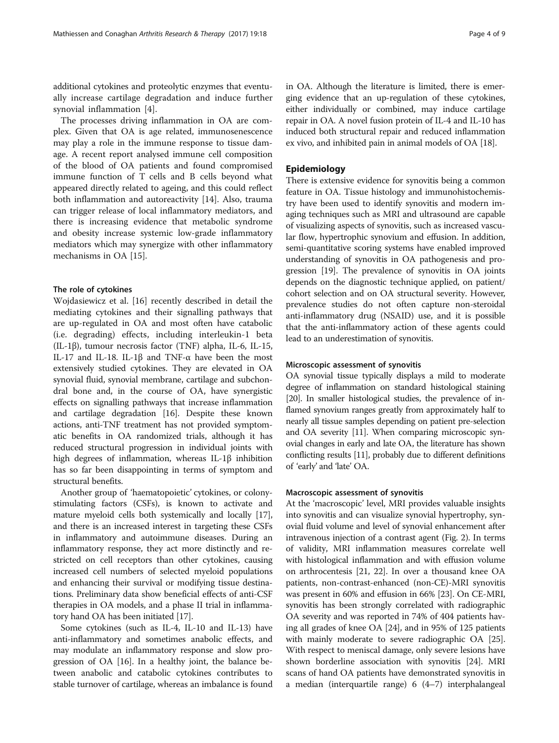additional cytokines and proteolytic enzymes that eventually increase cartilage degradation and induce further synovial inflammation [4].

The processes driving inflammation in OA are complex. Given that OA is age related, immunosenescence may play a role in the immune response to tissue damage. A recent report analysed immune cell composition of the blood of OA patients and found compromised immune function of T cells and B cells beyond what appeared directly related to ageing, and this could reflect both inflammation and autoreactivity [14]. Also, trauma can trigger release of local inflammatory mediators, and there is increasing evidence that metabolic syndrome and obesity increase systemic low-grade inflammatory mediators which may synergize with other inflammatory mechanisms in OA [15].

### The role of cytokines

Wojdasiewicz et al. [16] recently described in detail the mediating cytokines and their signalling pathways that are up-regulated in OA and most often have catabolic (i.e. degrading) effects, including interleukin-1 beta (IL-1β), tumour necrosis factor (TNF) alpha, IL-6, IL-15, IL-17 and IL-18. IL-1β and TNF-α have been the most extensively studied cytokines. They are elevated in OA synovial fluid, synovial membrane, cartilage and subchondral bone and, in the course of OA, have synergistic effects on signalling pathways that increase inflammation and cartilage degradation [16]. Despite these known actions, anti-TNF treatment has not provided symptomatic benefits in OA randomized trials, although it has reduced structural progression in individual joints with high degrees of inflammation, whereas IL-1β inhibition has so far been disappointing in terms of symptom and structural benefits.

Another group of 'haematopoietic' cytokines, or colony-stimulating factors (CSFs), is known to activate and mature myeloid cells both systemically and locally [17], and there is an increased interest in targeting these CSFs in inflammatory and autoimmune diseases. During an inflammatory response, they act more distinctly and restricted on cell receptors than other cytokines, causing increased cell numbers of selected myeloid populations and enhancing their survival or modifying tissue destinations. Preliminary data show beneficial effects of anti-CSF therapies in OA models, and a phase II trial in inflammatory hand OA has been initiated [17].

Some cytokines (such as IL-4, IL-10 and IL-13) have anti-inflammatory and sometimes anabolic effects, and may modulate an inflammatory response and slow progression of OA [16]. In a healthy joint, the balance between anabolic and catabolic cytokines contributes to stable turnover of cartilage, whereas an imbalance is found in OA. Although the literature is limited, there is emerging evidence that an up-regulation of these cytokines, either individually or combined, may induce cartilage repair in OA. A novel fusion protein of IL-4 and IL-10 has induced both structural repair and reduced inflammation ex vivo, and inhibited pain in animal models of OA [18].

## Epidemiology

There is extensive evidence for synovitis being a common feature in OA. Tissue histology and immunohistochemistry have been used to identify synovitis and modern imaging techniques such as MRI and ultrasound are capable of visualizing aspects of synovitis, such as increased vascular flow, hypertrophic synovium and effusion. In addition, semi-quantitative scoring systems have enabled improved understanding of synovitis in OA pathogenesis and progression [19]. The prevalence of synovitis in OA joints depends on the diagnostic technique applied, on patient/cohort selection and on OA structural severity. However, prevalence studies do not often capture non-steroidal anti-inflammatory drug (NSAID) use, and it is possible that the anti-inflammatory action of these agents could lead to an underestimation of synovitis.

### Microscopic assessment of synovitis

OA synovial tissue typically displays a mild to moderate degree of inflammation on standard histological staining [20]. In smaller histological studies, the prevalence of inflamed synovium ranges greatly from approximately half to nearly all tissue samples depending on patient pre-selection and OA severity [11]. When comparing microscopic synovial changes in early and late OA, the literature has shown conflicting results [11], probably due to different definitions of 'early' and 'late' OA.

### Macroscopic assessment of synovitis

At the 'macroscopic' level, MRI provides valuable insights into synovitis and can visualize synovial hypertrophy, synovial fluid volume and level of synovial enhancement after intravenous injection of a contrast agent (Fig. 2). In terms of validity, MRI inflammation measures correlate well with histological inflammation and with effusion volume on arthrocentesis [21, 22]. In over a thousand knee OA patients, non-contrast-enhanced (non-CE)-MRI synovitis was present in 60% and effusion in 66% [23]. On CE-MRI, synovitis has been strongly correlated with radiographic OA severity and was reported in 74% of 404 patients having all grades of knee OA [24], and in 95% of 125 patients with mainly moderate to severe radiographic OA [25]. With respect to meniscal damage, only severe lesions have shown borderline association with synovitis [24]. MRI scans of hand OA patients have demonstrated synovitis in a median (interquartile range) 6 (4–7) interphalangeal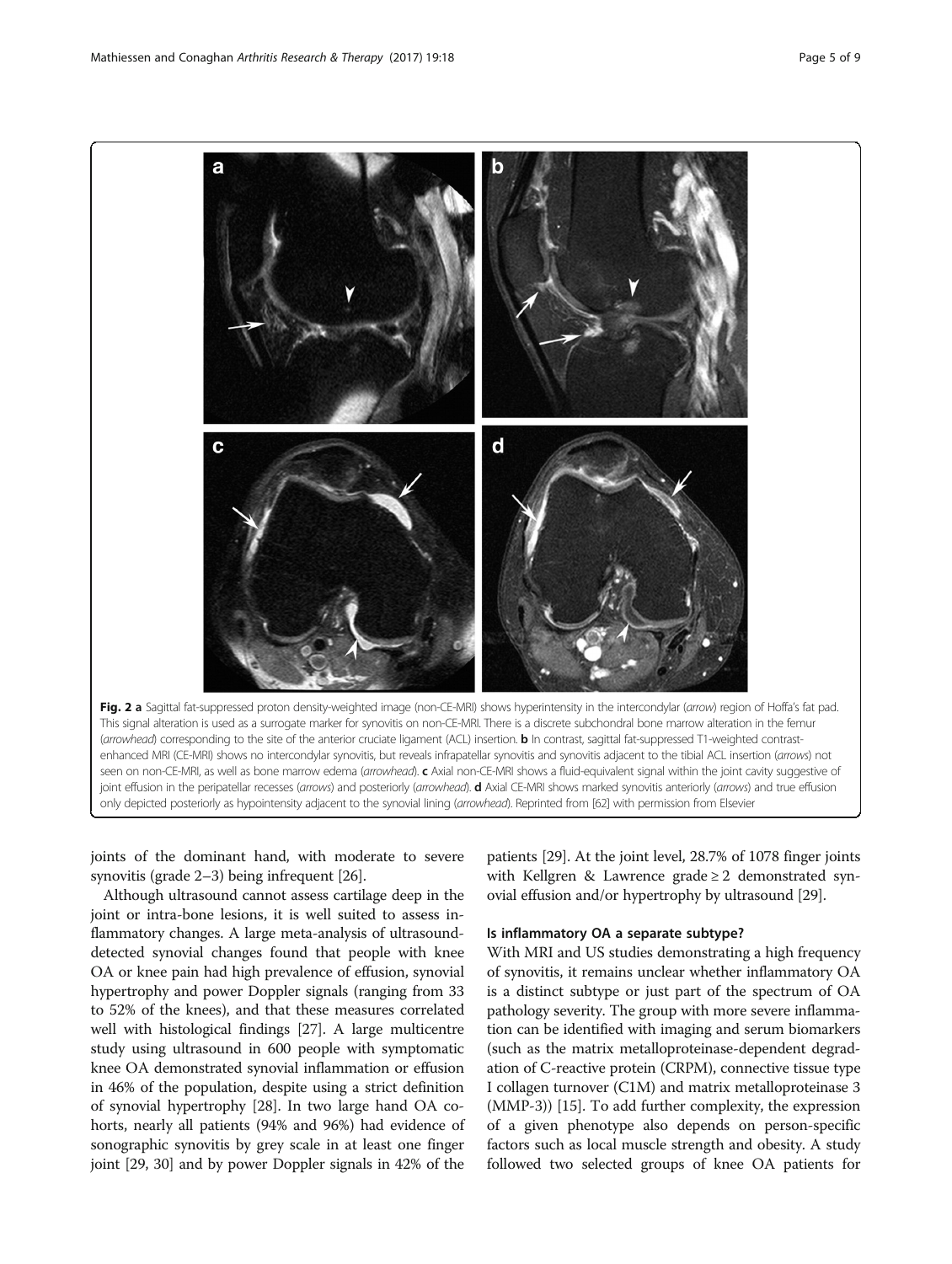Fig. 2 **a** Sagittal fat-suppressed proton density-weighted image (non-CE-MRI) shows hyperintensity in the intercondylar (*arrow*) region of Hoffa's fat pad. This signal alteration is used as a surrogate marker for synovitis on non-CE-MRI. There is a discrete subchondral bone marrow alteration in the femur (*arrowhead*) corresponding to the site of the anterior cruciate ligament (ACL) insertion. **b** In contrast, sagittal fat-suppressed T1-weighted contrast-enhanced MRI (CE-MRI) shows no intercondylar synovitis, but reveals infrapatellar synovitis and synovitis adjacent to the tibial ACL insertion (*arrows*) not seen on non-CE-MRI, as well as bone marrow edema (*arrowhead*). **c** Axial non-CE-MRI shows a fluid-equivalent signal within the joint cavity suggestive of joint effusion in the peripatellar recesses (*arrows*) and posteriorly (*arrowhead*). **d** Axial CE-MRI shows marked synovitis anteriorly (*arrows*) and true effusion only depicted posteriorly as hypointensity adjacent to the synovial lining (*arrowhead*). Reprinted from [62] with permission from Elsevier

joints of the dominant hand, with moderate to severe synovitis (grade 2–3) being infrequent [26].

Although ultrasound cannot assess cartilage deep in the joint or intra-bone lesions, it is well suited to assess inflammatory changes. A large meta-analysis of ultrasound-detected synovial changes found that people with knee OA or knee pain had high prevalence of effusion, synovial hypertrophy and power Doppler signals (ranging from 33 to 52% of the knees), and that these measures correlated well with histological findings [27]. A large multicentre study using ultrasound in 600 people with symptomatic knee OA demonstrated synovial inflammation or effusion in 46% of the population, despite using a strict definition of synovial hypertrophy [28]. In two large hand OA cohorts, nearly all patients (94% and 96%) had evidence of sonographic synovitis by grey scale in at least one finger joint [29, 30] and by power Doppler signals in 42% of the patients [29]. At the joint level, 28.7% of 1078 finger joints with Kellgren & Lawrence grade ≥ 2 demonstrated synovial effusion and/or hypertrophy by ultrasound [29].

## Is inflammatory OA a separate subtype?

With MRI and US studies demonstrating a high frequency of synovitis, it remains unclear whether inflammatory OA is a distinct subtype or just part of the spectrum of OA pathology severity. The group with more severe inflammation can be identified with imaging and serum biomarkers (such as the matrix metalloproteinase-dependent degradation of C-reactive protein (CRPM), connective tissue type I collagen turnover (C1M) and matrix metalloproteinase 3 (MMP-3)) [15]. To add further complexity, the expression of a given phenotype also depends on person-specific factors such as local muscle strength and obesity. A study followed two selected groups of knee OA patients for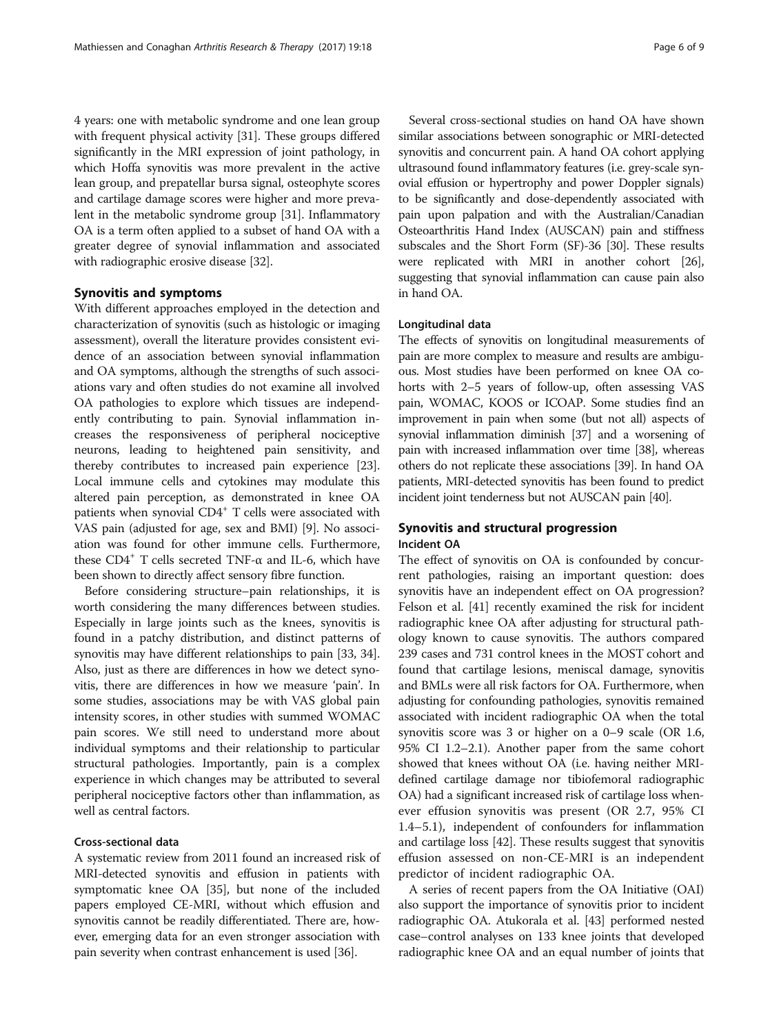4 years: one with metabolic syndrome and one lean group with frequent physical activity [31]. These groups differed significantly in the MRI expression of joint pathology, in which Hoffa synovitis was more prevalent in the active lean group, and prepatellar bursa signal, osteophyte scores and cartilage damage scores were higher and more prevalent in the metabolic syndrome group [31]. Inflammatory OA is a term often applied to a subset of hand OA with a greater degree of synovial inflammation and associated with radiographic erosive disease [32].

## Synovitis and symptoms

With different approaches employed in the detection and characterization of synovitis (such as histologic or imaging assessment), overall the literature provides consistent evidence of an association between synovial inflammation and OA symptoms, although the strengths of such associations vary and often studies do not examine all involved OA pathologies to explore which tissues are independently contributing to pain. Synovial inflammation increases the responsiveness of peripheral nociceptive neurons, leading to heightened pain sensitivity, and thereby contributes to increased pain experience [23]. Local immune cells and cytokines may modulate this altered pain perception, as demonstrated in knee OA patients when synovial $CD4^+$ T cells were associated with VAS pain (adjusted for age, sex and BMI) [9]. No association was found for other immune cells. Furthermore, these $CD4^+$ T cells secreted TNF-α and IL-6, which have been shown to directly affect sensory fibre function.

Before considering structure–pain relationships, it is worth considering the many differences between studies. Especially in large joints such as the knees, synovitis is found in a patchy distribution, and distinct patterns of synovitis may have different relationships to pain [33, 34]. Also, just as there are differences in how we detect synovitis, there are differences in how we measure 'pain'. In some studies, associations may be with VAS global pain intensity scores, in other studies with summed WOMAC pain scores. We still need to understand more about individual symptoms and their relationship to particular structural pathologies. Importantly, pain is a complex experience in which changes may be attributed to several peripheral nociceptive factors other than inflammation, as well as central factors.

### Cross-sectional data

A systematic review from 2011 found an increased risk of MRI-detected synovitis and effusion in patients with symptomatic knee OA [35], but none of the included papers employed CE-MRI, without which effusion and synovitis cannot be readily differentiated. There are, however, emerging data for an even stronger association with pain severity when contrast enhancement is used [36].

Several cross-sectional studies on hand OA have shown similar associations between sonographic or MRI-detected synovitis and concurrent pain. A hand OA cohort applying ultrasound found inflammatory features (i.e. grey-scale synovial effusion or hypertrophy and power Doppler signals) to be significantly and dose-dependently associated with pain upon palpation and with the Australian/Canadian Osteoarthritis Hand Index (AUSCAN) pain and stiffness subscales and the Short Form (SF)-36 [30]. These results were replicated with MRI in another cohort [26], suggesting that synovial inflammation can cause pain also in hand OA.

### Longitudinal data

The effects of synovitis on longitudinal measurements of pain are more complex to measure and results are ambiguous. Most studies have been performed on knee OA cohorts with 2–5 years of follow-up, often assessing VAS pain, WOMAC, KOOS or ICOAP. Some studies find an improvement in pain when some (but not all) aspects of synovial inflammation diminish [37] and a worsening of pain with increased inflammation over time [38], whereas others do not replicate these associations [39]. In hand OA patients, MRI-detected synovitis has been found to predict incident joint tenderness but not AUSCAN pain [40].

## Synovitis and structural progression

### Incident OA

The effect of synovitis on OA is confounded by concurrent pathologies, raising an important question: does synovitis have an independent effect on OA progression? Felson et al. [41] recently examined the risk for incident radiographic knee OA after adjusting for structural pathology known to cause synovitis. The authors compared 239 cases and 731 control knees in the MOST cohort and found that cartilage lesions, meniscal damage, synovitis and BMLs were all risk factors for OA. Furthermore, when adjusting for confounding pathologies, synovitis remained associated with incident radiographic OA when the total synovitis score was 3 or higher on a 0–9 scale (OR 1.6, 95% CI 1.2–2.1). Another paper from the same cohort showed that knees without OA (i.e. having neither MRI-defined cartilage damage nor tibiofemoral radiographic OA) had a significant increased risk of cartilage loss whenever effusion synovitis was present (OR 2.7, 95% CI 1.4–5.1), independent of confounders for inflammation and cartilage loss [42]. These results suggest that synovitis effusion assessed on non-CE-MRI is an independent predictor of incident radiographic OA.

A series of recent papers from the OA Initiative (OAI) also support the importance of synovitis prior to incident radiographic OA. Atukorala et al. [43] performed nested case–control analyses on 133 knee joints that developed radiographic knee OA and an equal number of joints that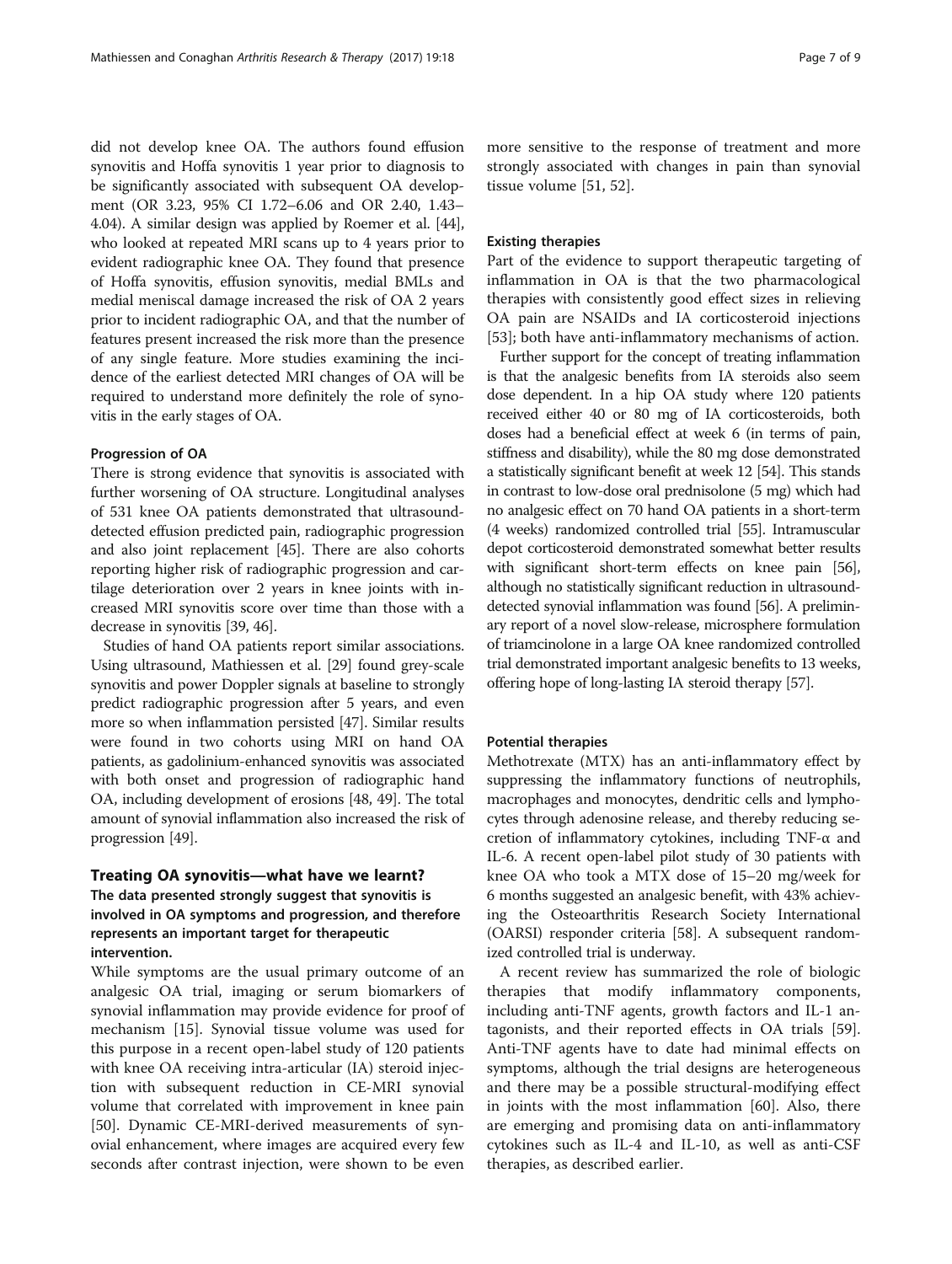did not develop knee OA. The authors found effusion synovitis and Hoffa synovitis 1 year prior to diagnosis to be significantly associated with subsequent OA development (OR 3.23, 95% CI 1.72–6.06 and OR 2.40, 1.43–4.04). A similar design was applied by Roemer et al. [44], who looked at repeated MRI scans up to 4 years prior to evident radiographic knee OA. They found that presence of Hoffa synovitis, effusion synovitis, medial BMLs and medial meniscal damage increased the risk of OA 2 years prior to incident radiographic OA, and that the number of features present increased the risk more than the presence of any single feature. More studies examining the incidence of the earliest detected MRI changes of OA will be required to understand more definitely the role of synovitis in the early stages of OA.

#### Progression of OA

There is strong evidence that synovitis is associated with further worsening of OA structure. Longitudinal analyses of 531 knee OA patients demonstrated that ultrasound-detected effusion predicted pain, radiographic progression and also joint replacement [45]. There are also cohorts reporting higher risk of radiographic progression and cartilage deterioration over 2 years in knee joints with increased MRI synovitis score over time than those with a decrease in synovitis [39, 46].

Studies of hand OA patients report similar associations. Using ultrasound, Mathiessen et al. [29] found grey-scale synovitis and power Doppler signals at baseline to strongly predict radiographic progression after 5 years, and even more so when inflammation persisted [47]. Similar results were found in two cohorts using MRI on hand OA patients, as gadolinium-enhanced synovitis was associated with both onset and progression of radiographic hand OA, including development of erosions [48, 49]. The total amount of synovial inflammation also increased the risk of progression [49].

## Treating OA synovitis—what have we learnt?

### The data presented strongly suggest that synovitis is involved in OA symptoms and progression, and therefore represents an important target for therapeutic intervention.

While symptoms are the usual primary outcome of an analgesic OA trial, imaging or serum biomarkers of synovial inflammation may provide evidence for proof of mechanism [15]. Synovial tissue volume was used for this purpose in a recent open-label study of 120 patients with knee OA receiving intra-articular (IA) steroid injection with subsequent reduction in CE-MRI synovial volume that correlated with improvement in knee pain [50]. Dynamic CE-MRI-derived measurements of synovial enhancement, where images are acquired every few seconds after contrast injection, were shown to be even more sensitive to the response of treatment and more strongly associated with changes in pain than synovial tissue volume [51, 52].

#### Existing therapies

Part of the evidence to support therapeutic targeting of inflammation in OA is that the two pharmacological therapies with consistently good effect sizes in relieving OA pain are NSAIDs and IA corticosteroid injections [53]; both have anti-inflammatory mechanisms of action.

Further support for the concept of treating inflammation is that the analgesic benefits from IA steroids also seem dose dependent. In a hip OA study where 120 patients received either 40 or 80 mg of IA corticosteroids, both doses had a beneficial effect at week 6 (in terms of pain, stiffness and disability), while the 80 mg dose demonstrated a statistically significant benefit at week 12 [54]. This stands in contrast to low-dose oral prednisolone (5 mg) which had no analgesic effect on 70 hand OA patients in a short-term (4 weeks) randomized controlled trial [55]. Intramuscular depot corticosteroid demonstrated somewhat better results with significant short-term effects on knee pain [56], although no statistically significant reduction in ultrasound-detected synovial inflammation was found [56]. A preliminary report of a novel slow-release, microsphere formulation of triamcinolone in a large OA knee randomized controlled trial demonstrated important analgesic benefits to 13 weeks, offering hope of long-lasting IA steroid therapy [57].

#### Potential therapies

Methotrexate (MTX) has an anti-inflammatory effect by suppressing the inflammatory functions of neutrophils, macrophages and monocytes, dendritic cells and lymphocytes through adenosine release, and thereby reducing secretion of inflammatory cytokines, including TNF-α and IL-6. A recent open-label pilot study of 30 patients with knee OA who took a MTX dose of 15–20 mg/week for 6 months suggested an analgesic benefit, with 43% achieving the Osteoarthritis Research Society International (OARSI) responder criteria [58]. A subsequent randomized controlled trial is underway.

A recent review has summarized the role of biologic therapies that modify inflammatory components, including anti-TNF agents, growth factors and IL-1 antagonists, and their reported effects in OA trials [59]. Anti-TNF agents have to date had minimal effects on symptoms, although the trial designs are heterogeneous and there may be a possible structural-modifying effect in joints with the most inflammation [60]. Also, there are emerging and promising data on anti-inflammatory cytokines such as IL-4 and IL-10, as well as anti-CSF therapies, as described earlier.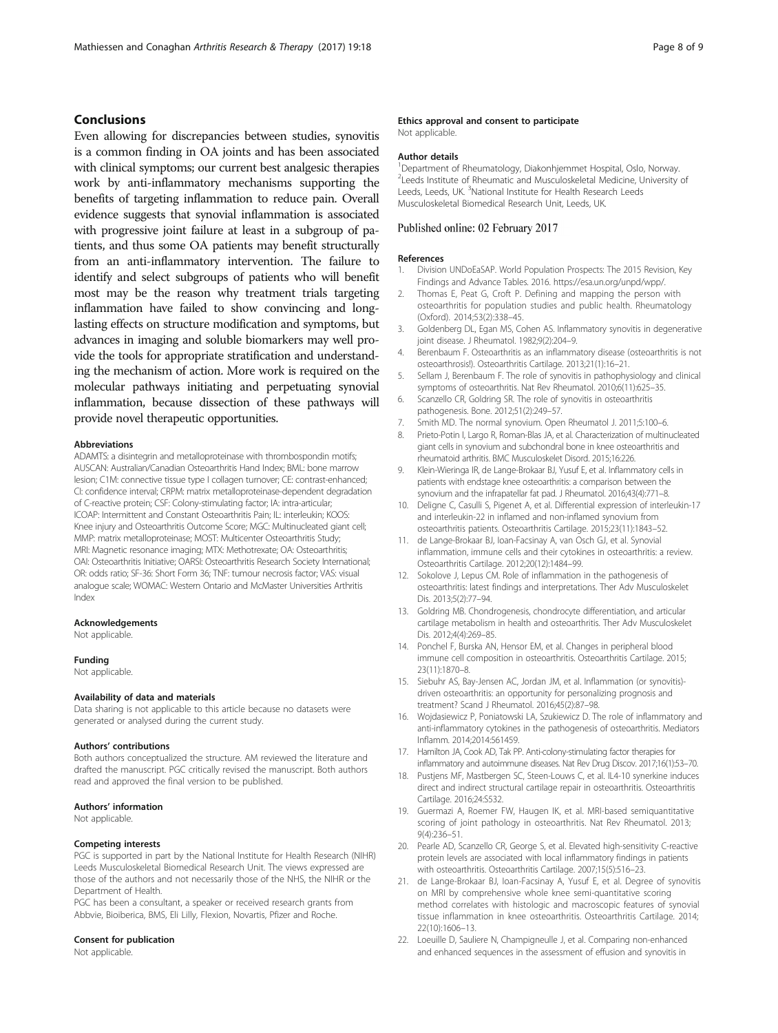## Conclusions

Even allowing for discrepancies between studies, synovitis is a common finding in OA joints and has been associated with clinical symptoms; our current best analgesic therapies work by anti-inflammatory mechanisms supporting the benefits of targeting inflammation to reduce pain. Overall evidence suggests that synovial inflammation is associated with progressive joint failure at least in a subgroup of patients, and thus some OA patients may benefit structurally from an anti-inflammatory intervention. The failure to identify and select subgroups of patients who will benefit most may be the reason why treatment trials targeting inflammation have failed to show convincing and long-lasting effects on structure modification and symptoms, but advances in imaging and soluble biomarkers may well provide the tools for appropriate stratification and understanding the mechanism of action. More work is required on the molecular pathways initiating and perpetuating synovial inflammation, because dissection of these pathways will provide novel therapeutic opportunities.

#### Abbreviations

ADAMTS: a disintegrin and metalloproteinase with thrombospondin motifs; AUSCAN: Australian/Canadian Osteoarthritis Hand Index; BML: bone marrow lesion; C1M: connective tissue type I collagen turnover; CE: contrast-enhanced; CI: confidence interval; CRPM: matrix metalloproteinase-dependent degradation of C-reactive protein; CSF: Colony-stimulating factor; IA: intra-articular; ICOAP: Intermittent and Constant Osteoarthritis Pain; IL: interleukin; KOOS: Knee injury and Osteoarthritis Outcome Score; MGC: Multinucleated giant cell; MMP: matrix metalloproteinase; MOST: Multicenter Osteoarthritis Study; MRI: Magnetic resonance imaging; MTX: Methotrexate; OA: Osteoarthritis; OAI: Osteoarthritis Initiative; OARSI: Osteoarthritis Research Society International; OR: odds ratio; SF-36: Short Form 36; TNF: tumour necrosis factor; VAS: visual analogue scale; WOMAC: Western Ontario and McMaster Universities Arthritis Index

#### Acknowledgements

Not applicable.

#### Funding

Not applicable.

#### Availability of data and materials

Data sharing is not applicable to this article because no datasets were generated or analysed during the current study.

#### Authors' contributions

Both authors conceptualized the structure. AM reviewed the literature and drafted the manuscript. PGC critically revised the manuscript. Both authors read and approved the final version to be published.

#### Authors' information

Not applicable.

#### Competing interests

PGC is supported in part by the National Institute for Health Research (NIHR) Leeds Musculoskeletal Biomedical Research Unit. The views expressed are those of the authors and not necessarily those of the NHS, the NIHR or the Department of Health.

PGC has been a consultant, a speaker or received research grants from Abbvie, Bioiberica, BMS, Eli Lilly, Flexion, Novartis, Pfizer and Roche.

#### Consent for publication

Not applicable.

#### Ethics approval and consent to participate

Not applicable.

#### Author details

[1]Department of Rheumatology, Diakonhjemmet Hospital, Oslo, Norway. [2]Leeds Institute of Rheumatic and Musculoskeletal Medicine, University of Leeds, Leeds, UK. [3]National Institute for Health Research Leeds Musculoskeletal Biomedical Research Unit, Leeds, UK.

Published online: 02 February 2017

#### References

1. Division UNDoEaSAP. World Population Prospects: The 2015 Revision, Key Findings and Advance Tables. 2016. https://esa.un.org/unpd/wpp/.
2. Thomas E, Peat G, Croft P. Defining and mapping the person with osteoarthritis for population studies and public health. Rheumatology (Oxford). 2014;53(2):338–45.
3. Goldenberg DL, Egan MS, Cohen AS. Inflammatory synovitis in degenerative joint disease. J Rheumatol. 1982;9(2):204–9.
4. Berenbaum F. Osteoarthritis as an inflammatory disease (osteoarthritis is not osteoarthrosis!). Osteoarthritis Cartilage. 2013;21(1):16–21.
5. Sellam J, Berenbaum F. The role of synovitis in pathophysiology and clinical symptoms of osteoarthritis. Nat Rev Rheumatol. 2010;6(11):625–35.
6. Scanzello CR, Goldring SR. The role of synovitis in osteoarthritis pathogenesis. Bone. 2012;51(2):249–57.
7. Smith MD. The normal synovium. Open Rheumatol J. 2011;5:100–6.
8. Prieto-Potin I, Largo R, Roman-Blas JA, et al. Characterization of multinucleated giant cells in synovium and subchondral bone in knee osteoarthritis and rheumatoid arthritis. BMC Musculoskelet Disord. 2015;16:226.
9. Klein-Wieringa IR, de Lange-Brokaar BJ, Yusuf E, et al. Inflammatory cells in patients with endstage knee osteoarthritis: a comparison between the synovium and the infrapatellar fat pad. J Rheumatol. 2016;43(4):771–8.
10. Deligne C, Casulli S, Pigenet A, et al. Differential expression of interleukin-17 and interleukin-22 in inflamed and non-inflamed synovium from osteoarthritis patients. Osteoarthritis Cartilage. 2015;23(11):1843–52.
11. de Lange-Brokaar BJ, Ioan-Facsinay A, van Osch GJ, et al. Synovial inflammation, immune cells and their cytokines in osteoarthritis: a review. Osteoarthritis Cartilage. 2012;20(12):1484–99.
12. Sokolove J, Lepus CM. Role of inflammation in the pathogenesis of osteoarthritis: latest findings and interpretations. Ther Adv Musculoskelet Dis. 2013;5(2):77–94.
13. Goldring MB. Chondrogenesis, chondrocyte differentiation, and articular cartilage metabolism in health and osteoarthritis. Ther Adv Musculoskelet Dis. 2012;4(4):269–85.
14. Ponchel F, Burska AN, Hensor EM, et al. Changes in peripheral blood immune cell composition in osteoarthritis. Osteoarthritis Cartilage. 2015; 23(11):1870–8.
15. Siebuhr AS, Bay-Jensen AC, Jordan JM, et al. Inflammation (or synovitis)-driven osteoarthritis: an opportunity for personalizing prognosis and treatment? Scand J Rheumatol. 2016;45(2):87–98.
16. Wojdasiewicz P, Poniatowski LA, Szukiewicz D. The role of inflammatory and anti-inflammatory cytokines in the pathogenesis of osteoarthritis. Mediators Inflamm. 2014;2014:561459.
17. Hamilton JA, Cook AD, Tak PP. Anti-colony-stimulating factor therapies for inflammatory and autoimmune diseases. Nat Rev Drug Discov. 2017;16(1):53–70.
18. Pustjens MF, Mastbergen SC, Steen-Louws C, et al. IL4-10 synerkine induces direct and indirect structural cartilage repair in osteoarthritis. Osteoarthritis Cartilage. 2016;24:S532.
19. Guermazi A, Roemer FW, Haugen IK, et al. MRI-based semiquantitative scoring of joint pathology in osteoarthritis. Nat Rev Rheumatol. 2013; 9(4):236–51.
20. Pearle AD, Scanzello CR, George S, et al. Elevated high-sensitivity C-reactive protein levels are associated with local inflammatory findings in patients with osteoarthritis. Osteoarthritis Cartilage. 2007;15(5):516–23.
21. de Lange-Brokaar BJ, Ioan-Facsinay A, Yusuf E, et al. Degree of synovitis on MRI by comprehensive whole knee semi-quantitative scoring method correlates with histologic and macroscopic features of synovial tissue inflammation in knee osteoarthritis. Osteoarthritis Cartilage. 2014; 22(10):1606–13.
22. Loeuille D, Sauliere N, Champigneulle J, et al. Comparing non-enhanced and enhanced sequences in the assessment of effusion and synovitis in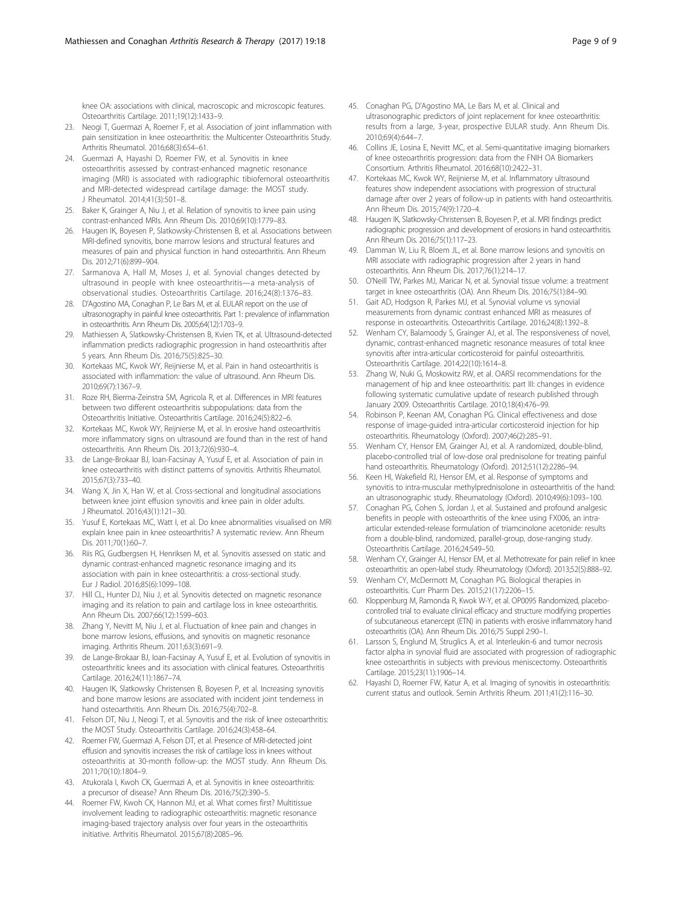knee OA: associations with clinical, macroscopic and microscopic features. Osteoarthritis Cartilage. 2011;19(12):1433–9.

23. Neogi T, Guermazi A, Roemer F, et al. Association of joint inflammation with pain sensitization in knee osteoarthritis: the Multicenter Osteoarthritis Study. Arthritis Rheumatol. 2016;68(3):654–61.
24. Guermazi A, Hayashi D, Roemer FW, et al. Synovitis in knee osteoarthritis assessed by contrast-enhanced magnetic resonance imaging (MRI) is associated with radiographic tibiofemoral osteoarthritis and MRI-detected widespread cartilage damage: the MOST study. J Rheumatol. 2014;41(3):501–8.
25. Baker K, Grainger A, Niu J, et al. Relation of synovitis to knee pain using contrast-enhanced MRIs. Ann Rheum Dis. 2010;69(10):1779–83.
26. Haugen IK, Boyesen P, Slatkowsky-Christensen B, et al. Associations between MRI-defined synovitis, bone marrow lesions and structural features and measures of pain and physical function in hand osteoarthritis. Ann Rheum Dis. 2012;71(6):899–904.
27. Sarmanova A, Hall M, Moses J, et al. Synovial changes detected by ultrasound in people with knee osteoarthritis—a meta-analysis of observational studies. Osteoarthritis Cartilage. 2016;24(8):1376–83.
28. D'Agostino MA, Conaghan P, Le Bars M, et al. EULAR report on the use of ultrasonography in painful knee osteoarthritis. Part 1: prevalence of inflammation in osteoarthritis. Ann Rheum Dis. 2005;64(12):1703–9.
29. Mathiessen A, Slatkowsky-Christensen B, Kvien TK, et al. Ultrasound-detected inflammation predicts radiographic progression in hand osteoarthritis after 5 years. Ann Rheum Dis. 2016;75(5):825–30.
30. Kortekaas MC, Kwok WY, Reijnierse M, et al. Pain in hand osteoarthritis is associated with inflammation: the value of ultrasound. Ann Rheum Dis. 2010;69(7):1367–9.
31. Roze RH, Bierma-Zeinstra SM, Agricola R, et al. Differences in MRI features between two different osteoarthritis subpopulations: data from the Osteoarthritis Initiative. Osteoarthritis Cartilage. 2016;24(5):822–6.
32. Kortekaas MC, Kwok WY, Reijnierse M, et al. In erosive hand osteoarthritis more inflammatory signs on ultrasound are found than in the rest of hand osteoarthritis. Ann Rheum Dis. 2013;72(6):930–4.
33. de Lange-Brokaar BJ, Ioan-Facsinay A, Yusuf E, et al. Association of pain in knee osteoarthritis with distinct patterns of synovitis. Arthritis Rheumatol. 2015;67(3):733–40.
34. Wang X, Jin X, Han W, et al. Cross-sectional and longitudinal associations between knee joint effusion synovitis and knee pain in older adults. J Rheumatol. 2016;43(1):121–30.
35. Yusuf E, Kortekaas MC, Watt I, et al. Do knee abnormalities visualised on MRI explain knee pain in knee osteoarthritis? A systematic review. Ann Rheum Dis. 2011;70(1):60–7.
36. Riis RG, Gudbergsen H, Henriksen M, et al. Synovitis assessed on static and dynamic contrast-enhanced magnetic resonance imaging and its association with pain in knee osteoarthritis: a cross-sectional study. Eur J Radiol. 2016;85(6):1099–108.
37. Hill CL, Hunter DJ, Niu J, et al. Synovitis detected on magnetic resonance imaging and its relation to pain and cartilage loss in knee osteoarthritis. Ann Rheum Dis. 2007;66(12):1599–603.
38. Zhang Y, Nevitt M, Niu J, et al. Fluctuation of knee pain and changes in bone marrow lesions, effusions, and synovitis on magnetic resonance imaging. Arthritis Rheum. 2011;63(3):691–9.
39. de Lange-Brokaar BJ, Ioan-Facsinay A, Yusuf E, et al. Evolution of synovitis in osteoarthritic knees and its association with clinical features. Osteoarthritis Cartilage. 2016;24(11):1867–74.
40. Haugen IK, Slatkowsky Christensen B, Boyesen P, et al. Increasing synovitis and bone marrow lesions are associated with incident joint tenderness in hand osteoarthritis. Ann Rheum Dis. 2016;75(4):702–8.
41. Felson DT, Niu J, Neogi T, et al. Synovitis and the risk of knee osteoarthritis: the MOST Study. Osteoarthritis Cartilage. 2016;24(3):458–64.
42. Roemer FW, Guermazi A, Felson DT, et al. Presence of MRI-detected joint effusion and synovitis increases the risk of cartilage loss in knees without osteoarthritis at 30-month follow-up: the MOST study. Ann Rheum Dis. 2011;70(10):1804–9.
43. Atukorala I, Kwoh CK, Guermazi A, et al. Synovitis in knee osteoarthritis: a precursor of disease? Ann Rheum Dis. 2016;75(2):390–5.
44. Roemer FW, Kwoh CK, Hannon MJ, et al. What comes first? Multitissue involvement leading to radiographic osteoarthritis: magnetic resonance imaging-based trajectory analysis over four years in the osteoarthritis initiative. Arthritis Rheumatol. 2015;67(8):2085–96.
45. Conaghan PG, D'Agostino MA, Le Bars M, et al. Clinical and ultrasonographic predictors of joint replacement for knee osteoarthritis: results from a large, 3-year, prospective EULAR study. Ann Rheum Dis. 2010;69(4):644–7.
46. Collins JE, Losina E, Nevitt MC, et al. Semi-quantitative imaging biomarkers of knee osteoarthritis progression: data from the FNIH OA Biomarkers Consortium. Arthritis Rheumatol. 2016;68(10):2422–31.
47. Kortekaas MC, Kwok WY, Reijnierse M, et al. Inflammatory ultrasound features show independent associations with progression of structural damage after over 2 years of follow-up in patients with hand osteoarthritis. Ann Rheum Dis. 2015;74(9):1720–4.
48. Haugen IK, Slatkowsky-Christensen B, Boyesen P, et al. MRI findings predict radiographic progression and development of erosions in hand osteoarthritis. Ann Rheum Dis. 2016;75(1):117–23.
49. Damman W, Liu R, Bloem JL, et al. Bone marrow lesions and synovitis on MRI associate with radiographic progression after 2 years in hand osteoarthritis. Ann Rheum Dis. 2017;76(1):214–17.
50. O'Neill TW, Parkes MJ, Maricar N, et al. Synovial tissue volume: a treatment target in knee osteoarthritis (OA). Ann Rheum Dis. 2016;75(1):84–90.
51. Gait AD, Hodgson R, Parkes MJ, et al. Synovial volume vs synovial measurements from dynamic contrast enhanced MRI as measures of response in osteoarthritis. Osteoarthritis Cartilage. 2016;24(8):1392–8.
52. Wenham CY, Balamoody S, Grainger AJ, et al. The responsiveness of novel, dynamic, contrast-enhanced magnetic resonance measures of total knee synovitis after intra-articular corticosteroid for painful osteoarthritis. Osteoarthritis Cartilage. 2014;22(10):1614–8.
53. Zhang W, Nuki G, Moskowitz RW, et al. OARSI recommendations for the management of hip and knee osteoarthritis: part III: changes in evidence following systematic cumulative update of research published through January 2009. Osteoarthritis Cartilage. 2010;18(4):476–99.
54. Robinson P, Keenan AM, Conaghan PG. Clinical effectiveness and dose response of image-guided intra-articular corticosteroid injection for hip osteoarthritis. Rheumatology (Oxford). 2007;46(2):285–91.
55. Wenham CY, Hensor EM, Grainger AJ, et al. A randomized, double-blind, placebo-controlled trial of low-dose oral prednisolone for treating painful hand osteoarthritis. Rheumatology (Oxford). 2012;51(12):2286–94.
56. Keen HI, Wakefield RJ, Hensor EM, et al. Response of symptoms and synovitis to intra-muscular methylprednisolone in osteoarthritis of the hand: an ultrasonographic study. Rheumatology (Oxford). 2010;49(6):1093–100.
57. Conaghan PG, Cohen S, Jordan J, et al. Sustained and profound analgesic benefits in people with osteoarthritis of the knee using FX006, an intra-articular extended-release formulation of triamcinolone acetonide: results from a double-blind, randomized, parallel-group, dose-ranging study. Osteoarthritis Cartilage. 2016;24:S49–50.
58. Wenham CY, Grainger AJ, Hensor EM, et al. Methotrexate for pain relief in knee osteoarthritis: an open-label study. Rheumatology (Oxford). 2013;52(5):888–92.
59. Wenham CY, McDermott M, Conaghan PG. Biological therapies in osteoarthritis. Curr Pharm Des. 2015;21(17):2206–15.
60. Kloppenburg M, Ramonda R, Kwok W-Y, et al. OP0095 Randomized, placebo-controlled trial to evaluate clinical efficacy and structure modifying properties of subcutaneous etanercept (ETN) in patients with erosive inflammatory hand osteoarthritis (OA). Ann Rheum Dis. 2016;75 Suppl 2:90–1.
61. Larsson S, Englund M, Struglics A, et al. Interleukin-6 and tumor necrosis factor alpha in synovial fluid are associated with progression of radiographic knee osteoarthritis in subjects with previous meniscectomy. Osteoarthritis Cartilage. 2015;23(11):1906–14.
62. Hayashi D, Roemer FW, Katur A, et al. Imaging of synovitis in osteoarthritis: current status and outlook. Semin Arthritis Rheum. 2011;41(2):116–30.